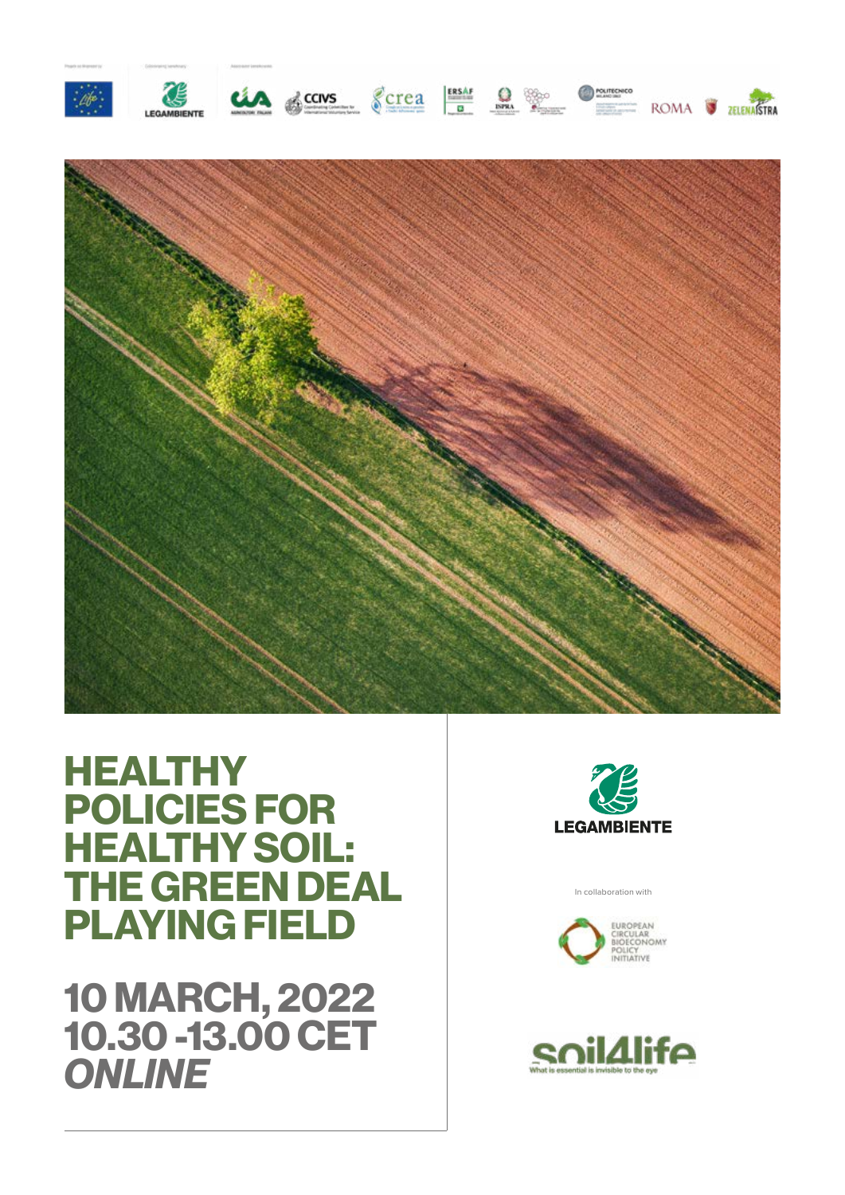# HEALTHY POLICIES FOR HEALTHY SOIL: THE GREEN DEAL PLAYING FIELD

## 10 MARCH, 2022
## 10.30 -13.00 CET
## *ONLINE*

LEGAMBIENTE

In collaboration with

EUROPEAN CIRCULAR BIOECONOMY POLICY INITIATIVE

soil4life
What is essential is invisible to the eye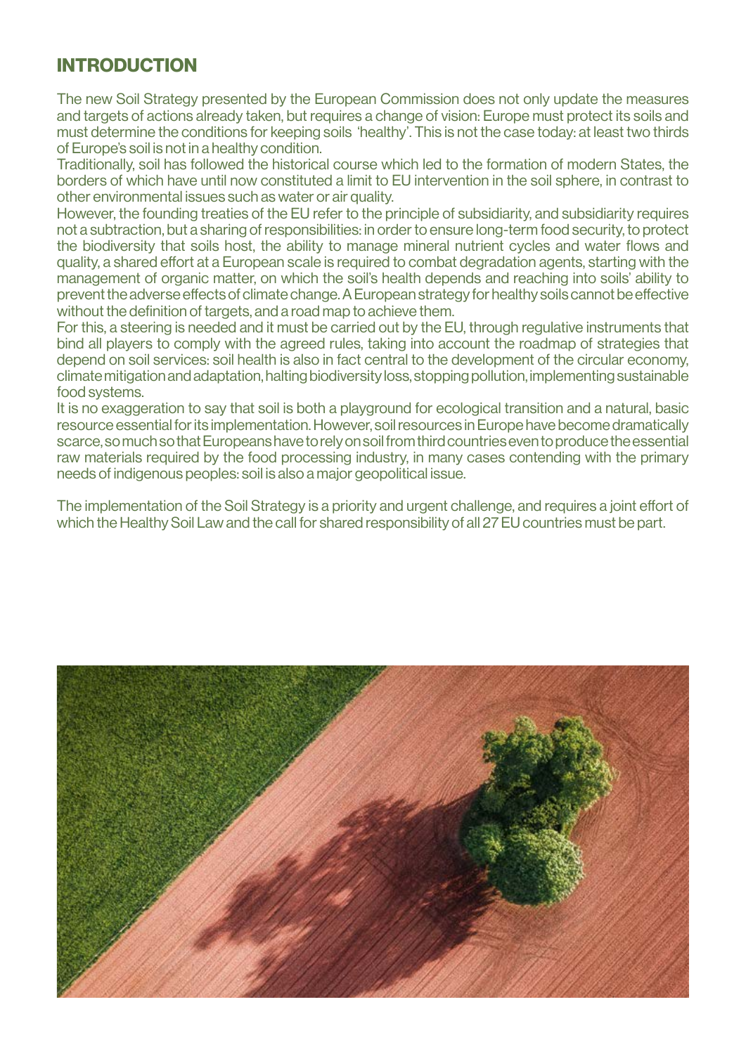## INTRODUCTION

The new Soil Strategy presented by the European Commission does not only update the measures and targets of actions already taken, but requires a change of vision: Europe must protect its soils and must determine the conditions for keeping soils 'healthy'. This is not the case today: at least two thirds of Europe's soil is not in a healthy condition.

Traditionally, soil has followed the historical course which led to the formation of modern States, the borders of which have until now constituted a limit to EU intervention in the soil sphere, in contrast to other environmental issues such as water or air quality.

However, the founding treaties of the EU refer to the principle of subsidiarity, and subsidiarity requires not a subtraction, but a sharing of responsibilities: in order to ensure long-term food security, to protect the biodiversity that soils host, the ability to manage mineral nutrient cycles and water flows and quality, a shared effort at a European scale is required to combat degradation agents, starting with the management of organic matter, on which the soil's health depends and reaching into soils' ability to prevent the adverse effects of climate change. A European strategy for healthy soils cannot be effective without the definition of targets, and a road map to achieve them.

For this, a steering is needed and it must be carried out by the EU, through regulative instruments that bind all players to comply with the agreed rules, taking into account the roadmap of strategies that depend on soil services: soil health is also in fact central to the development of the circular economy, climate mitigation and adaptation, halting biodiversity loss, stopping pollution, implementing sustainable food systems.

It is no exaggeration to say that soil is both a playground for ecological transition and a natural, basic resource essential for its implementation. However, soil resources in Europe have become dramatically scarce, so much so that Europeans have to rely on soil from third countries even to produce the essential raw materials required by the food processing industry, in many cases contending with the primary needs of indigenous peoples: soil is also a major geopolitical issue.

The implementation of the Soil Strategy is a priority and urgent challenge, and requires a joint effort of which the Healthy Soil Law and the call for shared responsibility of all 27 EU countries must be part.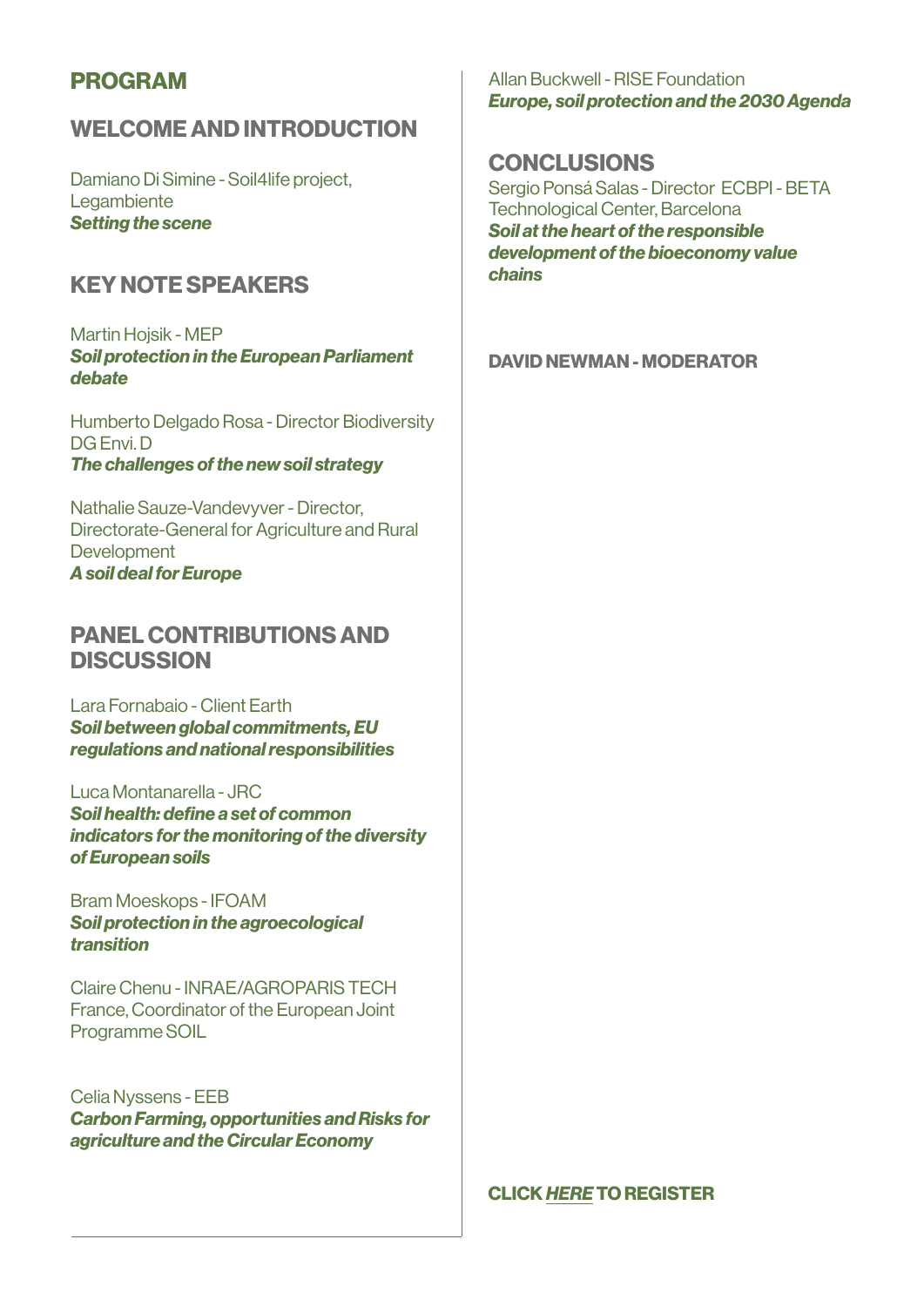# PROGRAM

## WELCOME AND INTRODUCTION

Damiano Di Simine - Soil4life project, Legambiente
***Setting the scene***

## KEY NOTE SPEAKERS

Martin Hojsik - MEP
***Soil protection in the European Parliament debate***

Humberto Delgado Rosa - Director Biodiversity DG Envi. D
***The challenges of the new soil strategy***

Nathalie Sauze-Vandevyver - Director, Directorate-General for Agriculture and Rural Development
***A soil deal for Europe***

## PANEL CONTRIBUTIONS AND DISCUSSION

Lara Fornabaio - Client Earth
***Soil between global commitments, EU regulations and national responsibilities***

Luca Montanarella - JRC
***Soil health: define a set of common indicators for the monitoring of the diversity of European soils***

Bram Moeskops - IFOAM
***Soil protection in the agroecological transition***

Claire Chenu - INRAE/AGROPARIS TECH France, Coordinator of the European Joint Programme SOIL

Celia Nyssens - EEB
***Carbon Farming, opportunities and Risks for agriculture and the Circular Economy***

Allan Buckwell - RISE Foundation
***Europe, soil protection and the 2030 Agenda***

## CONCLUSIONS

Sergio Ponsá Salas - Director ECBPI - BETA Technological Center, Barcelona
***Soil at the heart of the responsible development of the bioeconomy value chains***

**DAVID NEWMAN - MODERATOR**

**CLICK *HERE* TO REGISTER**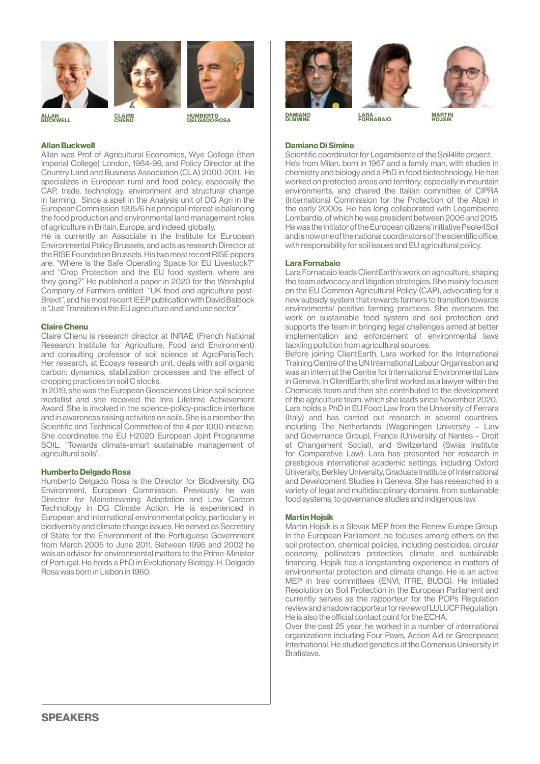ALLAN BUCKWELL

CLAIRE CHENU

HUMBERTO DELGADO ROSA

DAMIANO DI SIMINE

LARA FORNABAIO

MARTIN HOJSIK

### Allan Buckwell

Allan was Prof of Agricultural Economics, Wye College (then Imperial College) London, 1984-99, and Policy Director at the Country Land and Business Association (CLA) 2000-2011. He specializes in European rural and food policy, especially the CAP, trade, technology, environment and structural change in farming. Since a spell in the Analysis unit of DG Agri in the European Commission 1995/6 his principal interest is balancing the food production and environmental land management roles of agriculture in Britain, Europe, and indeed, globally.

He is currently an Associate in the Institute for European Environmental Policy Brussels, and acts as research Director at the RISE Foundation Brussels. His two most recent RISE papers are: "Where is the Safe Operating Space for EU Livestock?" and "Crop Protection and the EU food system, where are they going?" He published a paper in 2020 for the Worshipful Company of Farmers entitled "UK food and agriculture post-Brexit", and his most recent IEEP publication with David Baldock is "Just Transition in the EU agriculture and land use sector".

### Claire Chenu

Claire Chenu is research director at INRAE (French National Research Institute for Agriculture, Food and Environment) and consulting professor of soil science at AgroParisTech. Her research, at Ecosys research unit, deals with soil organic carbon: dynamics, stabilization processes and the effect of cropping practices on soil C stocks.

In 2019, she was the European Geosciences Union soil science medallist and she received the Inra Lifetime Achievement Award. She is involved in the science-policy-practice interface and in awareness raising activities on soils. She is a member the Scientific and Technical Committee of the 4 per 1000 initiative. She coordinates the EU H2020 European Joint Programme SOIL: "Towards climate-smart sustainable management of agricultural soils".

### Humberto Delgado Rosa

Humberto Delgado Rosa is the Director for Biodiversity, DG Environment, European Commission. Previously he was Director for Mainstreaming Adaptation and Low Carbon Technology in DG Climate Action. He is experienced in European and international environmental policy, particularly in biodiversity and climate change issues. He served as Secretary of State for the Environment of the Portuguese Government from March 2005 to June 2011. Between 1995 and 2002 he was an advisor for environmental matters to the Prime-Minister of Portugal. He holds a PhD in Evolutionary Biology. H. Delgado Rosa was born in Lisbon in 1960.

### Damiano Di Simine

Scientific coordinator for Legambiente of the Soil4life project. He's from Milan, born in 1967 and a family man, with studies in chemistry and biology and a PhD in food biotechnology. He has worked on protected areas and territory, especially in mountain environments, and chaired the Italian committee of CIPRA (International Commission for the Protection of the Alps) in the early 2000s. He has long collaborated with Legambiente Lombardia, of which he was president between 2006 and 2015. He was the initiator of the European citizens' initiative Peole4Soil and is now one of the national coordinators of the scientific office, with responsibility for soil issues and EU agricultural policy.

### Lara Fornabaio

Lara Fornabaio leads ClientEarth's work on agriculture, shaping the team advocacy and litigation strategies. She mainly focuses on the EU Common Agricultural Policy (CAP), advocating for a new subsidy system that rewards farmers to transition towards environmental positive farming practices. She oversees the work on sustainable food system and soil protection and supports the team in bringing legal challenges aimed at better implementation and enforcement of environmental laws tackling pollution from agricultural sources.

Before joining ClientEarth, Lara worked for the International Training Centre of the UN International Labour Organisation and was an intern at the Centre for International Environmental Law in Geneva. In ClientEarth, she first worked as a lawyer within the Chemicals team and then she contributed to the development of the agriculture team, which she leads since November 2020. Lara holds a PhD in EU Food Law from the University of Ferrara (Italy) and has carried out research in several countries, including The Netherlands (Wageningen University – Law and Governance Group), France (University of Nantes – Droit et Changement Social), and Switzerland (Swiss Institute for Comparative Law). Lara has presented her research in prestigious international academic settings, including Oxford University, Berkley University, Graduate Institute of International and Development Studies in Geneva. She has researched in a variety of legal and multidisciplinary domains, from sustainable food systems, to governance studies and indigenous law.

### Martin Hojsik

Martin Hojsík is a Slovak MEP from the Renew Europe Group. In the European Parliament, he focuses among others on the soil protection, chemical policies, including pesticides, circular economy, pollinators protection, climate and sustainable financing. Hojsík has a longstanding experience in matters of environmental protection and climate change. He is an active MEP in tree committees (ENVI, ITRE, BUDG). He initiated Resolution on Soil Protection in the European Parliament and currently serves as the rapporteur for the POPs Regulation review and shadow rapporteur for review of LULUCF Regulation. He is also the official contact point for the ECHA.

Over the past 25 year, he worked in a number of international organizations including Four Paws, Action Aid or Greenpeace International. He studied genetics at the Comenius University in Bratislava.

## SPEAKERS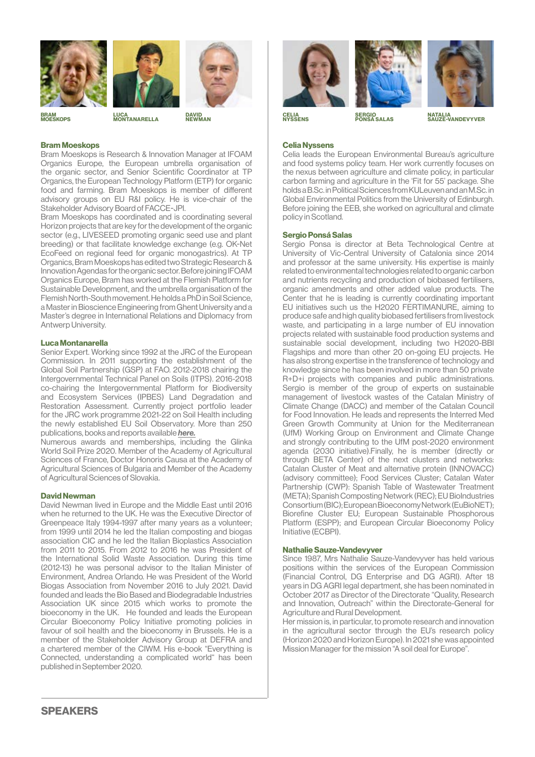BRAM MOESKOPS

LUCA MONTANARELLA

DAVID NEWMAN

### Bram Moeskops

Bram Moeskops is Research & Innovation Manager at IFOAM Organics Europe, the European umbrella organisation of the organic sector, and Senior Scientific Coordinator at TP Organics, the European Technology Platform (ETP) for organic food and farming. Bram Moeskops is member of different advisory groups on EU R&I policy. He is vice-chair of the Stakeholder Advisory Board of FACCE-JPI.

Bram Moeskops has coordinated and is coordinating several Horizon projects that are key for the development of the organic sector (e.g., LIVESEED promoting organic seed use and plant breeding) or that facilitate knowledge exchange (e.g. OK-Net EcoFeed on regional feed for organic monogastrics). At TP Organics, Bram Moeskops has edited two Strategic Research & Innovation Agendas for the organic sector. Before joining IFOAM Organics Europe, Bram has worked at the Flemish Platform for Sustainable Development, and the umbrella organisation of the Flemish North-South movement. He holds a PhD in Soil Science, a Master in Bioscience Engineering from Ghent University and a Master's degree in International Relations and Diplomacy from Antwerp University.

### Luca Montanarella

Senior Expert. Working since 1992 at the JRC of the European Commission. In 2011 supporting the establishment of the Global Soil Partnership (GSP) at FAO. 2012-2018 chairing the Intergovernmental Technical Panel on Soils (ITPS). 2016-2018 co-chairing the Intergovernmental Platform for Biodiversity and Ecosystem Services (IPBES) Land Degradation and Restoration Assessment. Currently project portfolio leader for the JRC work programme 2021-22 on Soil Health including the newly established EU Soil Observatory. More than 250 publications, books and reports available ***here.***

Numerous awards and memberships, including the Glinka World Soil Prize 2020. Member of the Academy of Agricultural Sciences of France, Doctor Honoris Causa at the Academy of Agricultural Sciences of Bulgaria and Member of the Academy of Agricultural Sciences of Slovakia.

### David Newman

David Newman lived in Europe and the Middle East until 2016 when he returned to the UK. He was the Executive Director of Greenpeace Italy 1994-1997 after many years as a volunteer; from 1999 until 2014 he led the Italian composting and biogas association CIC and he led the Italian Bioplastics Association from 2011 to 2015. From 2012 to 2016 he was President of the International Solid Waste Association. During this time (2012-13) he was personal advisor to the Italian Minister of Environment, Andrea Orlando. He was President of the World Biogas Association from November 2016 to July 2021. David founded and leads the Bio Based and Biodegradable Industries Association UK since 2015 which works to promote the bioeconomy in the UK. He founded and leads the European Circular Bioeconomy Policy Initiative promoting policies in favour of soil health and the bioeconomy in Brussels. He is a member of the Stakeholder Advisory Group at DEFRA and a chartered member of the CIWM. His e-book "Everything is Connected, understanding a complicated world" has been published in September 2020.

CELIA NYSSENS

SERGIO PONSÁ SALAS

NATALIA SAUZE-VANDEVYVER

### Celia Nyssens

Celia leads the European Environmental Bureau's agriculture and food systems policy team. Her work currently focuses on the nexus between agriculture and climate policy, in particular carbon farming and agriculture in the 'Fit for 55' package. She holds a B.Sc. in Political Sciences from KULeuven and an M.Sc. in Global Environmental Politics from the University of Edinburgh. Before joining the EEB, she worked on agricultural and climate policy in Scotland.

### Sergio Ponsá Salas

Sergio Ponsa is director at Beta Technological Centre at University of Vic-Central University of Catalonia since 2014 and professor at the same university. His expertise is mainly related to environmental technologies related to organic carbon and nutrients recycling and production of biobased fertilisers, organic amendments and other added value products. The Center that he is leading is currently coordinating important EU initiatives such us the H2020 FERTIMANURE, aiming to produce safe and high quality biobased fertilisers from livestock waste, and participating in a large number of EU innovation projects related with sustainable food production systems and sustainable social development, including two H2020-BBI Flagships and more than other 20 on-going EU projects. He has also strong expertise in the transference of technology and knowledge since he has been involved in more than 50 private R+D+i projects with companies and public administrations. Sergio is member of the group of experts on sustainable management of livestock wastes of the Catalan Ministry of Climate Change (DACC) and member of the Catalan Council for Food Innovation. He leads and represents the Interred Med Green Growth Community at Union for the Mediterranean (UfM) Working Group on Environment and Climate Change and strongly contributing to the UfM post-2020 environment agenda (2030 initiative).Finally, he is member (directly or through BETA Center) of the next clusters and networks: Catalan Cluster of Meat and alternative protein (INNOVACC) (advisory committee); Food Services Cluster; Catalan Water Partnership (CWP): Spanish Table of Wastewater Treatment (META); Spanish Composting Network (REC); EU BioIndustries Consortium (BIC); European Bioeconomy Network (EuBioNET); Biorefine Cluster EU; European Sustainable Phosphorous Platform (ESPP); and European Circular Bioeconomy Policy Initiative (ECBPI).

### Nathalie Sauze-Vandevyver

Since 1987, Mrs Nathalie Sauze-Vandevyver has held various positions within the services of the European Commission (Financial Control, DG Enterprise and DG AGRI). After 18 years in DG AGRI legal department, she has been nominated in October 2017 as Director of the Directorate "Quality, Research and Innovation, Outreach" within the Directorate-General for Agriculture and Rural Development.

Her mission is, in particular, to promote research and innovation in the agricultural sector through the EU's research policy (Horizon 2020 and Horizon Europe). In 2021 she was appointed Mission Manager for the mission "A soil deal for Europe".

## SPEAKERS